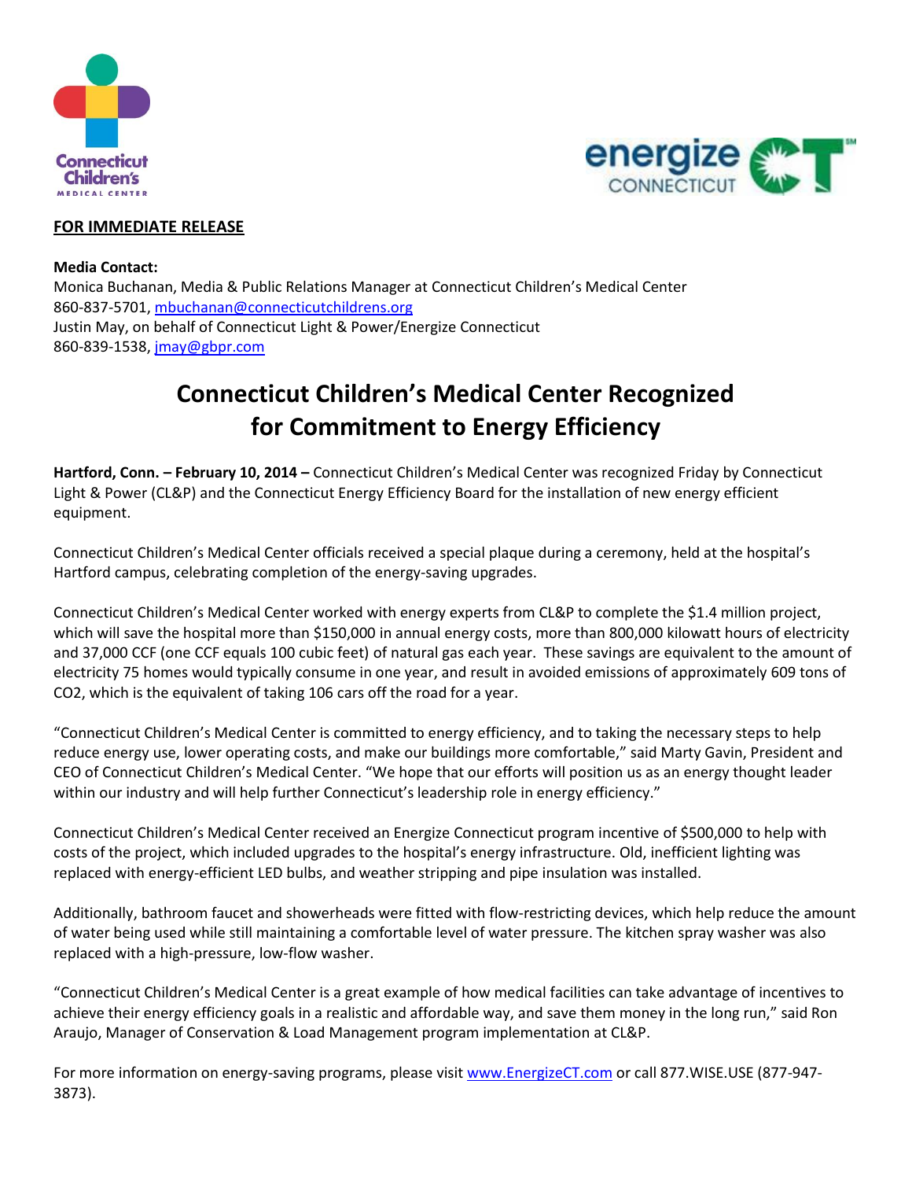**FOR IMMEDIATE RELEASE**

**Media Contact:**
Monica Buchanan, Media & Public Relations Manager at Connecticut Children's Medical Center
860-837-5701, mbuchanan@connecticutchildrens.org
Justin May, on behalf of Connecticut Light & Power/Energize Connecticut
860-839-1538, jmay@gbpr.com

# Connecticut Children's Medical Center Recognized for Commitment to Energy Efficiency

**Hartford, Conn. – February 10, 2014 –** Connecticut Children's Medical Center was recognized Friday by Connecticut Light & Power (CL&P) and the Connecticut Energy Efficiency Board for the installation of new energy efficient equipment.

Connecticut Children's Medical Center officials received a special plaque during a ceremony, held at the hospital's Hartford campus, celebrating completion of the energy-saving upgrades.

Connecticut Children's Medical Center worked with energy experts from CL&P to complete the $1.4 million project, which will save the hospital more than $150,000 in annual energy costs, more than 800,000 kilowatt hours of electricity and 37,000 CCF (one CCF equals 100 cubic feet) of natural gas each year. These savings are equivalent to the amount of electricity 75 homes would typically consume in one year, and result in avoided emissions of approximately 609 tons of $CO_2$, which is the equivalent of taking 106 cars off the road for a year.

"Connecticut Children's Medical Center is committed to energy efficiency, and to taking the necessary steps to help reduce energy use, lower operating costs, and make our buildings more comfortable," said Marty Gavin, President and CEO of Connecticut Children's Medical Center. "We hope that our efforts will position us as an energy thought leader within our industry and will help further Connecticut's leadership role in energy efficiency."

Connecticut Children's Medical Center received an Energize Connecticut program incentive of $500,000 to help with costs of the project, which included upgrades to the hospital's energy infrastructure. Old, inefficient lighting was replaced with energy-efficient LED bulbs, and weather stripping and pipe insulation was installed.

Additionally, bathroom faucet and showerheads were fitted with flow-restricting devices, which help reduce the amount of water being used while still maintaining a comfortable level of water pressure. The kitchen spray washer was also replaced with a high-pressure, low-flow washer.

"Connecticut Children's Medical Center is a great example of how medical facilities can take advantage of incentives to achieve their energy efficiency goals in a realistic and affordable way, and save them money in the long run," said Ron Araujo, Manager of Conservation & Load Management program implementation at CL&P.

For more information on energy-saving programs, please visit www.EnergizeCT.com or call 877.WISE.USE (877-947-3873).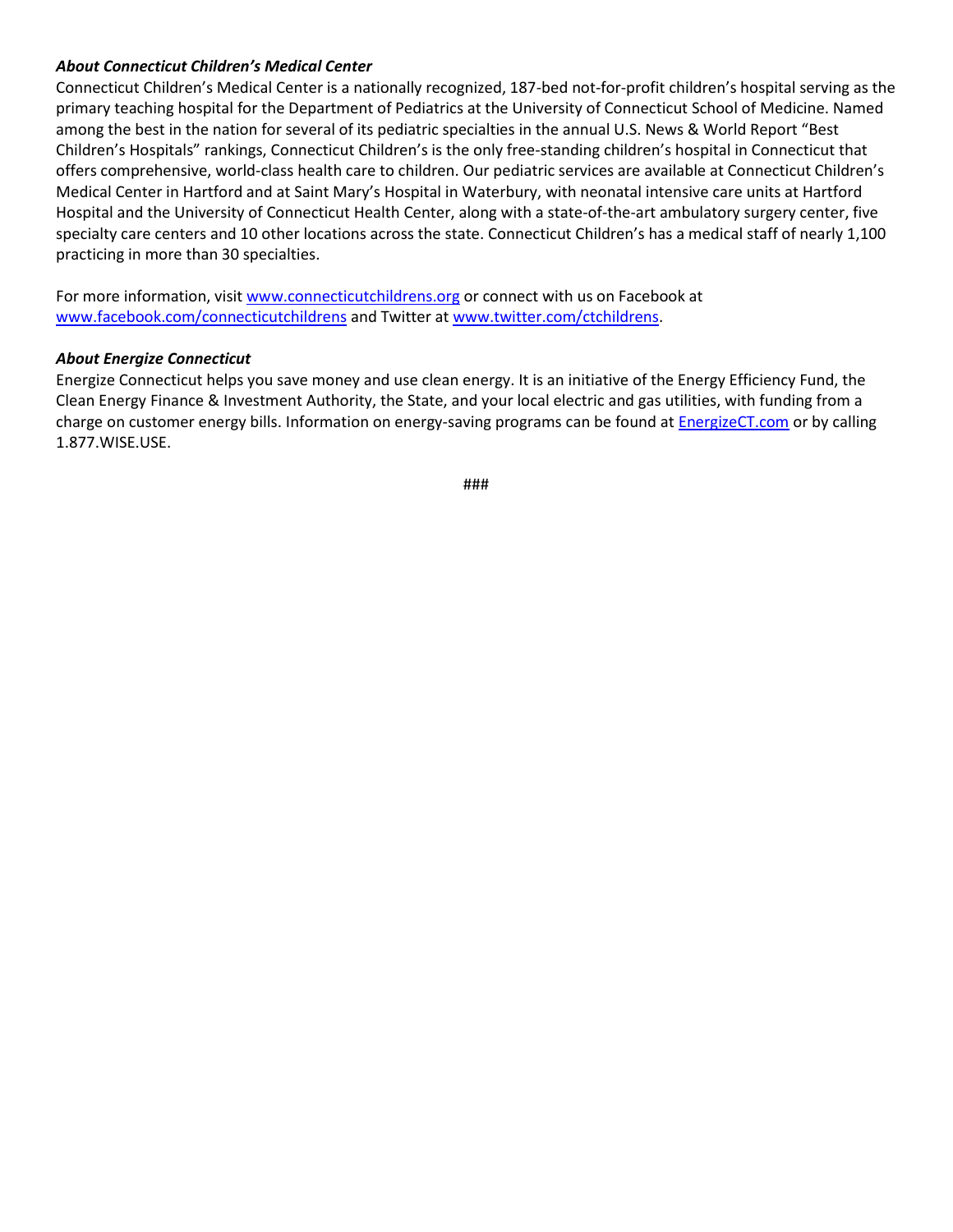***About Connecticut Children's Medical Center***

Connecticut Children's Medical Center is a nationally recognized, 187-bed not-for-profit children's hospital serving as the primary teaching hospital for the Department of Pediatrics at the University of Connecticut School of Medicine. Named among the best in the nation for several of its pediatric specialties in the annual U.S. News & World Report "Best Children's Hospitals" rankings, Connecticut Children's is the only free-standing children's hospital in Connecticut that offers comprehensive, world-class health care to children. Our pediatric services are available at Connecticut Children's Medical Center in Hartford and at Saint Mary's Hospital in Waterbury, with neonatal intensive care units at Hartford Hospital and the University of Connecticut Health Center, along with a state-of-the-art ambulatory surgery center, five specialty care centers and 10 other locations across the state. Connecticut Children's has a medical staff of nearly 1,100 practicing in more than 30 specialties.

For more information, visit [www.connecticutchildrens.org](http://www.connecticutchildrens.org) or connect with us on Facebook at [www.facebook.com/connecticutchildrens](http://www.facebook.com/connecticutchildrens) and Twitter at [www.twitter.com/ctchildrens](http://www.twitter.com/ctchildrens).

***About Energize Connecticut***

Energize Connecticut helps you save money and use clean energy. It is an initiative of the Energy Efficiency Fund, the Clean Energy Finance & Investment Authority, the State, and your local electric and gas utilities, with funding from a charge on customer energy bills. Information on energy-saving programs can be found at [EnergizeCT.com](http://EnergizeCT.com) or by calling 1.877.WISE.USE.

###